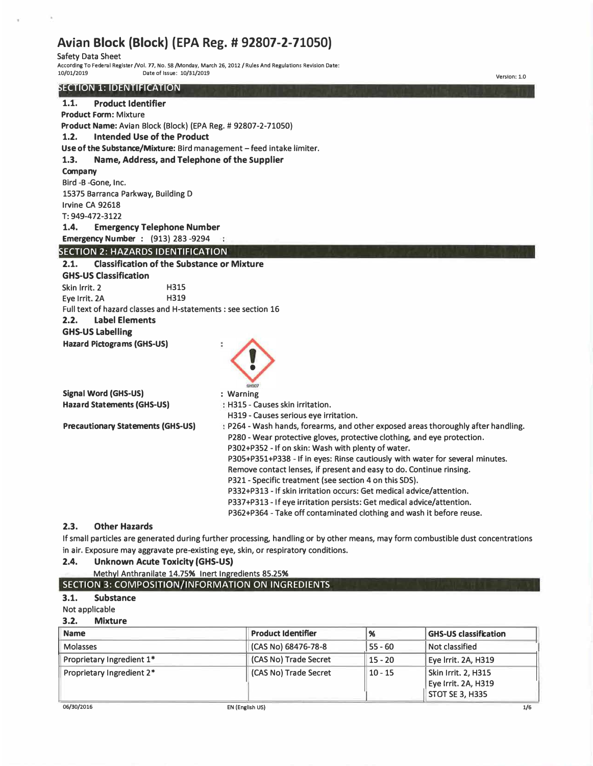# Avian Block (Block) (EPA Reg. # 92807-2-71050)

Safety Data Sheet

According To Federal Register /Vol. 77, No. 58 /Monday, March 26, 2012 / Rules And Regulations Revision Date: 10/01/2019 Date of issue: 10/31/2019

Version: 1.0

## SECTION 1: IDENTIFICATION

### 1.1. Product Identifier

**Product Form:** Mixture

**Product Name:** Avian Block (Block) (EPA Reg. # 92807-2-71050)

### 1.2. Intended Use of the Product

**Use of the Substance/Mixture:** Bird management – feed intake limiter.

### 1.3. Name, Address, and Telephone of the Supplier

**Company**

Bird -B -Gone, Inc.
15375 Barranca Parkway, Building D
Irvine CA 92618
T: 949-472-3122

### 1.4. Emergency Telephone Number

**Emergency Number :** (913) 283 -9294 :

## SECTION 2: HAZARDS IDENTIFICATION

### 2.1. Classification of the Substance or Mixture

**GHS-US Classification**

Skin Irrit. 2 H315
Eye Irrit. 2A H319

Full text of hazard classes and H-statements : see section 16

### 2.2. Label Elements

**GHS-US Labelling**

**Hazard Pictograms (GHS-US)** :

GHS07

**Signal Word (GHS-US)** : Warning

**Hazard Statements (GHS-US)** : H315 - Causes skin irritation.
H319 - Causes serious eye irritation.

**Precautionary Statements (GHS-US)** : P264 - Wash hands, forearms, and other exposed areas thoroughly after handling.
P280 - Wear protective gloves, protective clothing, and eye protection.
P302+P352 - If on skin: Wash with plenty of water.
P305+P351+P338 - If in eyes: Rinse cautiously with water for several minutes. Remove contact lenses, if present and easy to do. Continue rinsing.
P321 - Specific treatment (see section 4 on this SDS).
P332+P313 - If skin irritation occurs: Get medical advice/attention.
P337+P313 - If eye irritation persists: Get medical advice/attention.
P362+P364 - Take off contaminated clothing and wash it before reuse.

### 2.3. Other Hazards

If small particles are generated during further processing, handling or by other means, may form combustible dust concentrations in air. Exposure may aggravate pre-existing eye, skin, or respiratory conditions.

### 2.4. Unknown Acute Toxicity (GHS-US)

Methyl Anthranilate 14.75% Inert Ingredients 85.25%

## SECTION 3: COMPOSITION/INFORMATION ON INGREDIENTS

### 3.1. Substance

Not applicable

### 3.2. Mixture

| Name | Product Identifier | % | GHS-US classification |
|---|---|---|---|
| Molasses | (CAS No) 68476-78-8 | 55 - 60 | Not classified |
| Proprietary Ingredient 1* | (CAS No) Trade Secret | 15 - 20 | Eye Irrit. 2A, H319 |
| Proprietary Ingredient 2* | (CAS No) Trade Secret | 10 - 15 | Skin Irrit. 2, H315<br>Eye Irrit. 2A, H319<br>STOT SE 3, H335 |

06/30/2016 EN (English US)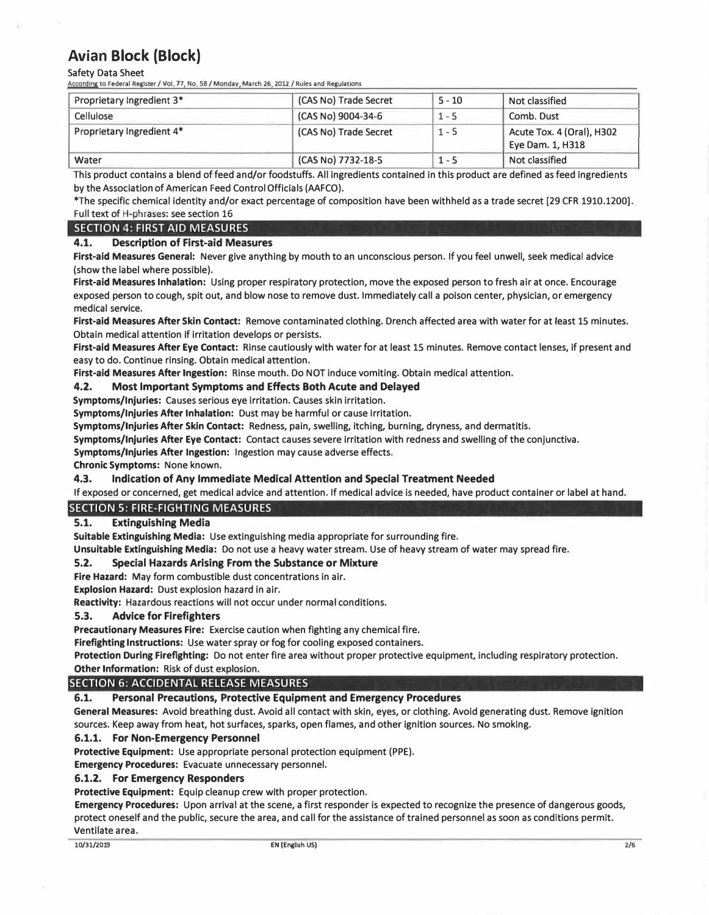| Proprietary Ingredient 3* | (CAS No) Trade Secret | 5 - 10 | Not classified |
|---|---|---|---|
| Cellulose | (CAS No) 9004-34-6 | 1 - 5 | Comb. Dust |
| Proprietary Ingredient 4* | (CAS No) Trade Secret | 1 - 5 | Acute Tox. 4 (Oral), H302 Eye Dam. 1, H318 |
| Water | (CAS No) 7732-18-5 | 1 - 5 | Not classified |

This product contains a blend of feed and/or foodstuffs. All ingredients contained in this product are defined as feed ingredients by the Association of American Feed Control Officials (AAFCO).

*The specific chemical identity and/or exact percentage of composition have been withheld as a trade secret [29 CFR 1910.1200].

Full text of H-phrases: see section 16

## SECTION 4: FIRST AID MEASURES

### 4.1. Description of First-aid Measures

**First-aid Measures General:** Never give anything by mouth to an unconscious person. If you feel unwell, seek medical advice (show the label where possible).

**First-aid Measures Inhalation:** Using proper respiratory protection, move the exposed person to fresh air at once. Encourage exposed person to cough, spit out, and blow nose to remove dust. Immediately call a poison center, physician, or emergency medical service.

**First-aid Measures After Skin Contact:** Remove contaminated clothing. Drench affected area with water for at least 15 minutes. Obtain medical attention if irritation develops or persists.

**First-aid Measures After Eye Contact:** Rinse cautiously with water for at least 15 minutes. Remove contact lenses, if present and easy to do. Continue rinsing. Obtain medical attention.

**First-aid Measures After Ingestion:** Rinse mouth. Do NOT induce vomiting. Obtain medical attention.

### 4.2. Most Important Symptoms and Effects Both Acute and Delayed

**Symptoms/Injuries:** Causes serious eye irritation. Causes skin irritation.

**Symptoms/Injuries After Inhalation:** Dust may be harmful or cause irritation.

**Symptoms/Injuries After Skin Contact:** Redness, pain, swelling, itching, burning, dryness, and dermatitis.

**Symptoms/Injuries After Eye Contact:** Contact causes severe irritation with redness and swelling of the conjunctiva.

**Symptoms/Injuries After Ingestion:** Ingestion may cause adverse effects.

**Chronic Symptoms:** None known.

### 4.3. Indication of Any Immediate Medical Attention and Special Treatment Needed

If exposed or concerned, get medical advice and attention. If medical advice is needed, have product container or label at hand.

## SECTION 5: FIRE-FIGHTING MEASURES

### 5.1. Extinguishing Media

**Suitable Extinguishing Media:** Use extinguishing media appropriate for surrounding fire.

**Unsuitable Extinguishing Media:** Do not use a heavy water stream. Use of heavy stream of water may spread fire.

### 5.2. Special Hazards Arising From the Substance or Mixture

**Fire Hazard:** May form combustible dust concentrations in air.

**Explosion Hazard:** Dust explosion hazard in air.

**Reactivity:** Hazardous reactions will not occur under normal conditions.

### 5.3. Advice for Firefighters

**Precautionary Measures Fire:** Exercise caution when fighting any chemical fire.

**Firefighting Instructions:** Use water spray or fog for cooling exposed containers.

**Protection During Firefighting:** Do not enter fire area without proper protective equipment, including respiratory protection.

**Other Information:** Risk of dust explosion.

## SECTION 6: ACCIDENTAL RELEASE MEASURES

### 6.1. Personal Precautions, Protective Equipment and Emergency Procedures

**General Measures:** Avoid breathing dust. Avoid all contact with skin, eyes, or clothing. Avoid generating dust. Remove ignition sources. Keep away from heat, hot surfaces, sparks, open flames, and other ignition sources. No smoking.

#### 6.1.1. For Non-Emergency Personnel

**Protective Equipment:** Use appropriate personal protection equipment (PPE).

**Emergency Procedures:** Evacuate unnecessary personnel.

#### 6.1.2. For Emergency Responders

**Protective Equipment:** Equip cleanup crew with proper protection.

**Emergency Procedures:** Upon arrival at the scene, a first responder is expected to recognize the presence of dangerous goods, protect oneself and the public, secure the area, and call for the assistance of trained personnel as soon as conditions permit. Ventilate area.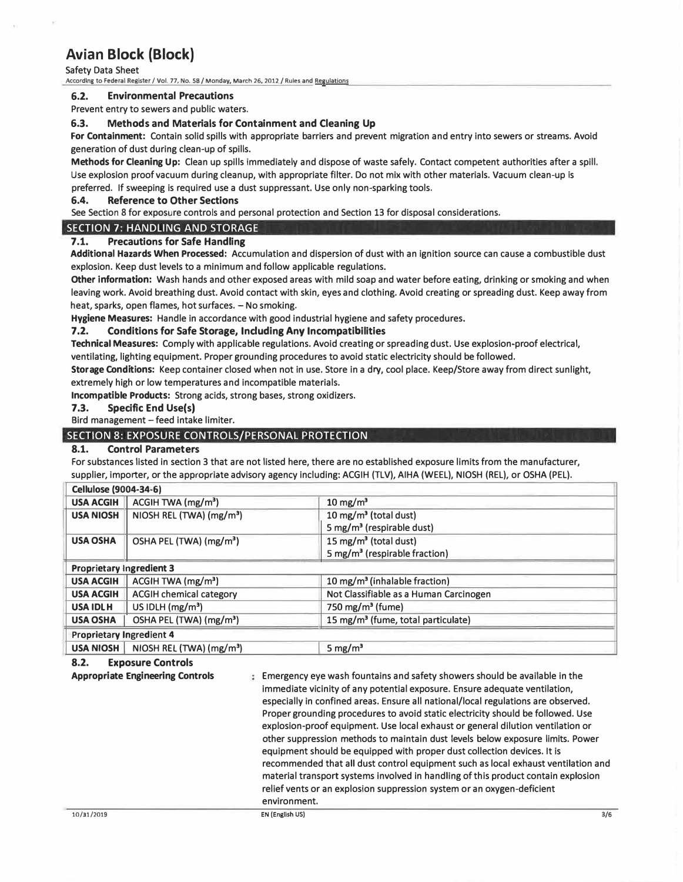### 6.2. Environmental Precautions

Prevent entry to sewers and public waters.

### 6.3. Methods and Materials for Containment and Cleaning Up

**For Containment:** Contain solid spills with appropriate barriers and prevent migration and entry into sewers or streams. Avoid generation of dust during clean-up of spills.

**Methods for Cleaning Up:** Clean up spills immediately and dispose of waste safely. Contact competent authorities after a spill. Use explosion proof vacuum during cleanup, with appropriate filter. Do not mix with other materials. Vacuum clean-up is preferred. If sweeping is required use a dust suppressant. Use only non-sparking tools.

### 6.4. Reference to Other Sections

See Section 8 for exposure controls and personal protection and Section 13 for disposal considerations.

## SECTION 7: HANDLING AND STORAGE

### 7.1. Precautions for Safe Handling

**Additional Hazards When Processed:** Accumulation and dispersion of dust with an ignition source can cause a combustible dust explosion. Keep dust levels to a minimum and follow applicable regulations.

**Other information:** Wash hands and other exposed areas with mild soap and water before eating, drinking or smoking and when leaving work. Avoid breathing dust. Avoid contact with skin, eyes and clothing. Avoid creating or spreading dust. Keep away from heat, sparks, open flames, hot surfaces. – No smoking.

**Hygiene Measures:** Handle in accordance with good industrial hygiene and safety procedures.

### 7.2. Conditions for Safe Storage, Including Any Incompatibilities

**Technical Measures:** Comply with applicable regulations. Avoid creating or spreading dust. Use explosion-proof electrical, ventilating, lighting equipment. Proper grounding procedures to avoid static electricity should be followed.

**Storage Conditions:** Keep container closed when not in use. Store in a dry, cool place. Keep/Store away from direct sunlight, extremely high or low temperatures and incompatible materials.

**Incompatible Products:** Strong acids, strong bases, strong oxidizers.

### 7.3. Specific End Use(s)

Bird management – feed intake limiter.

## SECTION 8: EXPOSURE CONTROLS/PERSONAL PROTECTION

### 8.1. Control Parameters

For substances listed in section 3 that are not listed here, there are no established exposure limits from the manufacturer, supplier, importer, or the appropriate advisory agency including: ACGIH (TLV), AIHA (WEEL), NIOSH (REL), or OSHA (PEL).

| **Cellulose (9004-34-6)** | | |
|---|---|---|
| **USA ACGIH** | ACGIH TWA (mg/m³) | 10 mg/m³ |
| **USA NIOSH** | NIOSH REL (TWA) (mg/m³) | 10 mg/m³ (total dust)<br>5 mg/m³ (respirable dust) |
| **USA OSHA** | OSHA PEL (TWA) (mg/m³) | 15 mg/m³ (total dust)<br>5 mg/m³ (respirable fraction) |
| **Proprietary Ingredient 3** | | |
| **USA ACGIH** | ACGIH TWA (mg/m³) | 10 mg/m³ (inhalable fraction) |
| **USA ACGIH** | ACGIH chemical category | Not Classifiable as a Human Carcinogen |
| **USA IDLH** | US IDLH (mg/m³) | 750 mg/m³ (fume) |
| **USA OSHA** | OSHA PEL (TWA) (mg/m³) | 15 mg/m³ (fume, total particulate) |
| **Proprietary Ingredient 4** | | |
| **USA NIOSH** | NIOSH REL (TWA) (mg/m³) | 5 mg/m³ |

### 8.2. Exposure Controls

**Appropriate Engineering Controls** : Emergency eye wash fountains and safety showers should be available in the immediate vicinity of any potential exposure. Ensure adequate ventilation, especially in confined areas. Ensure all national/local regulations are observed. Proper grounding procedures to avoid static electricity should be followed. Use explosion-proof equipment. Use local exhaust or general dilution ventilation or other suppression methods to maintain dust levels below exposure limits. Power equipment should be equipped with proper dust collection devices. It is recommended that all dust control equipment such as local exhaust ventilation and material transport systems involved in handling of this product contain explosion relief vents or an explosion suppression system or an oxygen-deficient environment.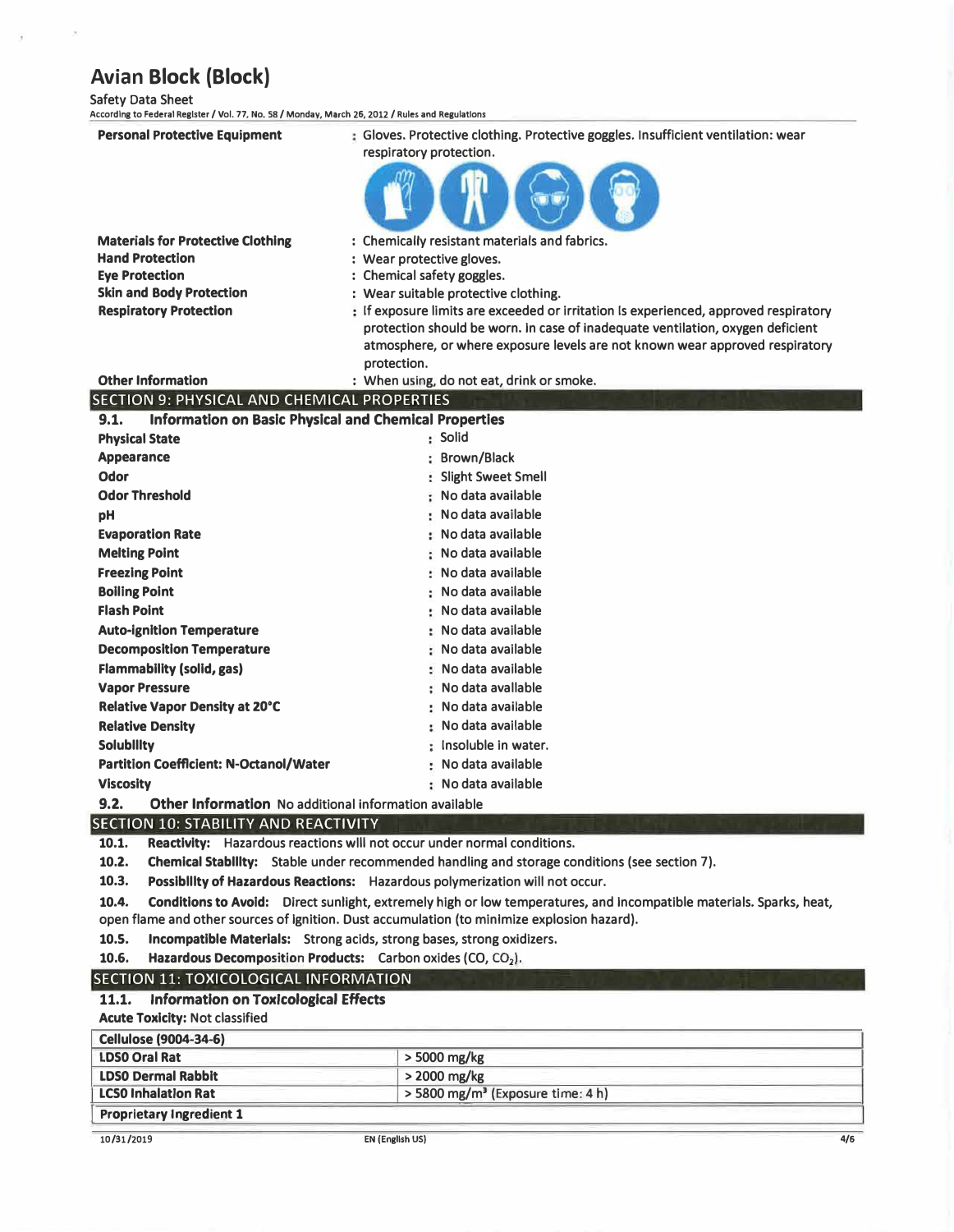**Personal Protective Equipment** : Gloves. Protective clothing. Protective goggles. Insufficient ventilation: wear respiratory protection.

**Materials for Protective Clothing** : Chemically resistant materials and fabrics.

**Hand Protection** : Wear protective gloves.

**Eye Protection** : Chemical safety goggles.

**Skin and Body Protection** : Wear suitable protective clothing.

**Respiratory Protection** : If exposure limits are exceeded or irritation is experienced, approved respiratory protection should be worn. In case of inadequate ventilation, oxygen deficient atmosphere, or where exposure levels are not known wear approved respiratory protection.

**Other Information** : When using, do not eat, drink or smoke.

## SECTION 9: PHYSICAL AND CHEMICAL PROPERTIES

### 9.1. Information on Basic Physical and Chemical Properties

| | |
|---|---|
| **Physical State** | : Solid |
| **Appearance** | : Brown/Black |
| **Odor** | : Slight Sweet Smell |
| **Odor Threshold** | : No data available |
| **pH** | : No data available |
| **Evaporation Rate** | : No data available |
| **Melting Point** | : No data available |
| **Freezing Point** | : No data available |
| **Boiling Point** | : No data available |
| **Flash Point** | : No data available |
| **Auto-ignition Temperature** | : No data available |
| **Decomposition Temperature** | : No data available |
| **Flammability (solid, gas)** | : No data available |
| **Vapor Pressure** | : No data available |
| **Relative Vapor Density at 20°C** | : No data available |
| **Relative Density** | : No data available |
| **Solubility** | : Insoluble in water. |
| **Partition Coefficient: N-Octanol/Water** | : No data available |
| **Viscosity** | : No data available |

### 9.2. Other Information No additional information available

## SECTION 10: STABILITY AND REACTIVITY

**10.1. Reactivity:** Hazardous reactions will not occur under normal conditions.

**10.2. Chemical Stability:** Stable under recommended handling and storage conditions (see section 7).

**10.3. Possibility of Hazardous Reactions:** Hazardous polymerization will not occur.

**10.4. Conditions to Avoid:** Direct sunlight, extremely high or low temperatures, and incompatible materials. Sparks, heat, open flame and other sources of ignition. Dust accumulation (to minimize explosion hazard).

**10.5. Incompatible Materials:** Strong acids, strong bases, strong oxidizers.

**10.6. Hazardous Decomposition Products:** Carbon oxides (CO, $CO_2$).

## SECTION 11: TOXICOLOGICAL INFORMATION

### 11.1. Information on Toxicological Effects

**Acute Toxicity:** Not classified

| **Cellulose (9004-34-6)** | |
|---|---|
| **LD50 Oral Rat** | > 5000 mg/kg |
| **LD50 Dermal Rabbit** | > 2000 mg/kg |
| **LC50 Inhalation Rat** | > 5800 mg/m³ (Exposure time: 4 h) |
| **Proprietary Ingredient 1** | |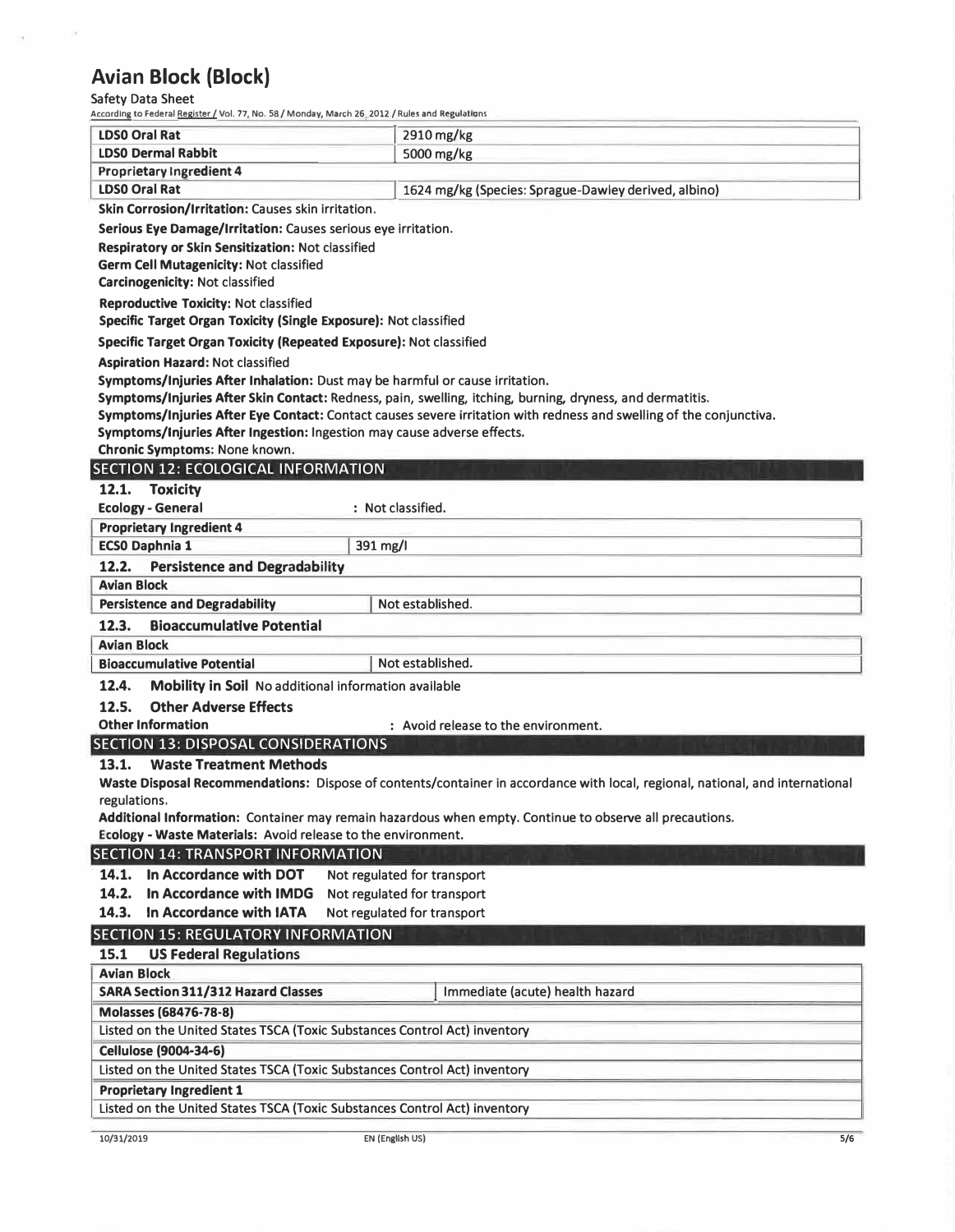| LD50 Oral Rat | 2910 mg/kg |
|---|---|
| LD50 Dermal Rabbit | 5000 mg/kg |
| **Proprietary Ingredient 4** | |
| LD50 Oral Rat | 1624 mg/kg (Species: Sprague-Dawley derived, albino) |

**Skin Corrosion/Irritation:** Causes skin irritation.

**Serious Eye Damage/Irritation:** Causes serious eye irritation.

**Respiratory or Skin Sensitization:** Not classified

**Germ Cell Mutagenicity:** Not classified

**Carcinogenicity:** Not classified

**Reproductive Toxicity:** Not classified

**Specific Target Organ Toxicity (Single Exposure):** Not classified

**Specific Target Organ Toxicity (Repeated Exposure):** Not classified

**Aspiration Hazard:** Not classified

**Symptoms/Injuries After Inhalation:** Dust may be harmful or cause irritation.

**Symptoms/Injuries After Skin Contact:** Redness, pain, swelling, itching, burning, dryness, and dermatitis.

**Symptoms/Injuries After Eye Contact:** Contact causes severe irritation with redness and swelling of the conjunctiva.

**Symptoms/Injuries After Ingestion:** Ingestion may cause adverse effects.

**Chronic Symptoms:** None known.

## SECTION 12: ECOLOGICAL INFORMATION

### 12.1. Toxicity

**Ecology - General** : Not classified.

| Proprietary Ingredient 4 | |
|---|---|
| EC50 Daphnia 1 | 391 mg/l |

### 12.2. Persistence and Degradability

| Avian Block | |
|---|---|
| Persistence and Degradability | Not established. |

### 12.3. Bioaccumulative Potential

| Avian Block | |
|---|---|
| Bioaccumulative Potential | Not established. |

### 12.4. Mobility in Soil
No additional information available

### 12.5. Other Adverse Effects

**Other Information** : Avoid release to the environment.

## SECTION 13: DISPOSAL CONSIDERATIONS

### 13.1. Waste Treatment Methods

**Waste Disposal Recommendations:** Dispose of contents/container in accordance with local, regional, national, and international regulations.

**Additional Information:** Container may remain hazardous when empty. Continue to observe all precautions.

**Ecology - Waste Materials:** Avoid release to the environment.

## SECTION 14: TRANSPORT INFORMATION

**14.1. In Accordance with DOT** Not regulated for transport

**14.2. In Accordance with IMDG** Not regulated for transport

**14.3. In Accordance with IATA** Not regulated for transport

## SECTION 15: REGULATORY INFORMATION

### 15.1 US Federal Regulations

| Avian Block | |
|---|---|
| SARA Section 311/312 Hazard Classes | Immediate (acute) health hazard |
| **Molasses (68476-78-8)** | |
| Listed on the United States TSCA (Toxic Substances Control Act) inventory | |
| **Cellulose (9004-34-6)** | |
| Listed on the United States TSCA (Toxic Substances Control Act) inventory | |
| **Proprietary Ingredient 1** | |
| Listed on the United States TSCA (Toxic Substances Control Act) inventory | |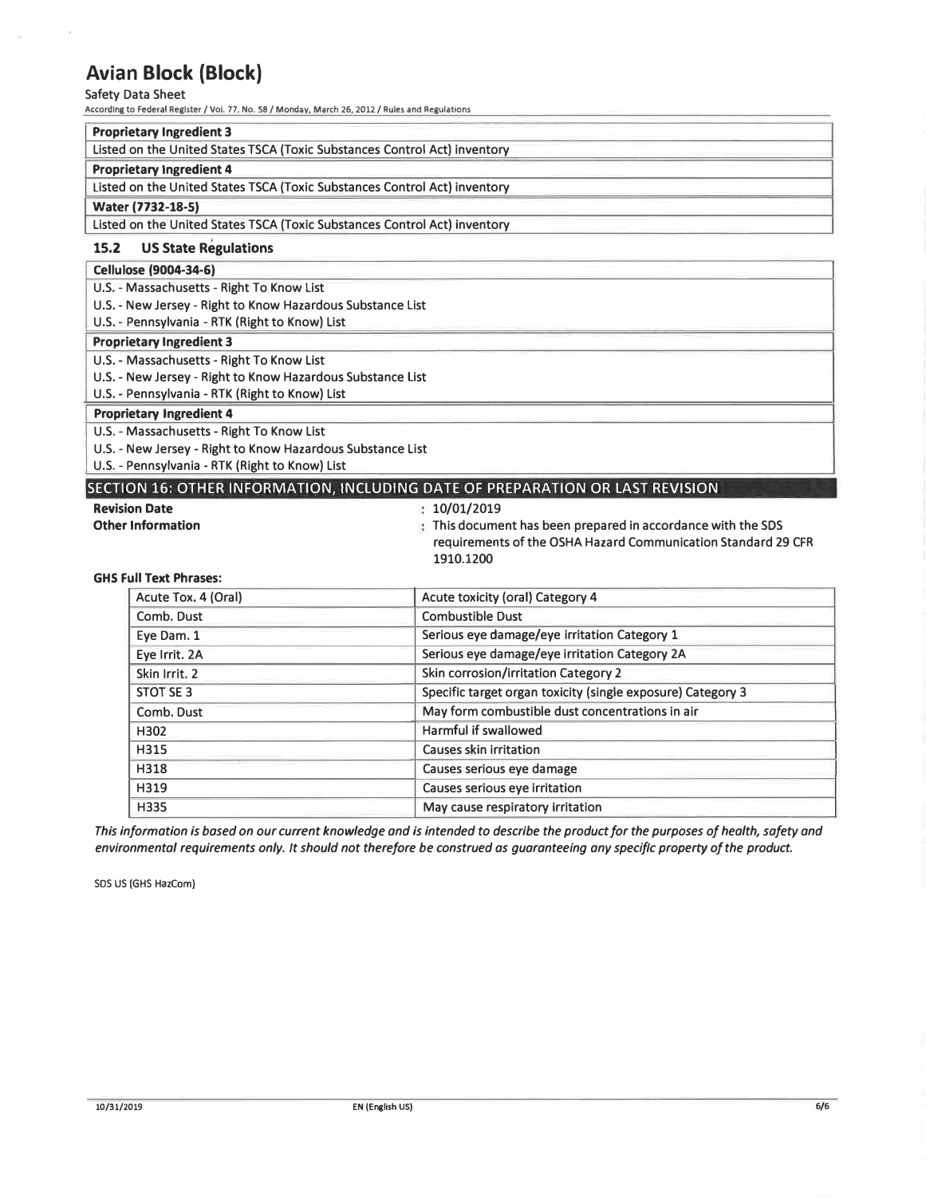| Proprietary Ingredient 3 |
| --- |
| Listed on the United States TSCA (Toxic Substances Control Act) inventory |

| Proprietary Ingredient 4 |
| --- |
| Listed on the United States TSCA (Toxic Substances Control Act) inventory |

| Water (7732-18-5) |
| --- |
| Listed on the United States TSCA (Toxic Substances Control Act) inventory |

### 15.2 US State Regulations

| Cellulose (9004-34-6) |
| --- |
| U.S. - Massachusetts - Right To Know List<br>U.S. - New Jersey - Right to Know Hazardous Substance List<br>U.S. - Pennsylvania - RTK (Right to Know) List |

| Proprietary Ingredient 3 |
| --- |
| U.S. - Massachusetts - Right To Know List<br>U.S. - New Jersey - Right to Know Hazardous Substance List<br>U.S. - Pennsylvania - RTK (Right to Know) List |

| Proprietary Ingredient 4 |
| --- |
| U.S. - Massachusetts - Right To Know List<br>U.S. - New Jersey - Right to Know Hazardous Substance List<br>U.S. - Pennsylvania - RTK (Right to Know) List |

## SECTION 16: OTHER INFORMATION, INCLUDING DATE OF PREPARATION OR LAST REVISION

**Revision Date** : 10/01/2019

**Other Information** : This document has been prepared in accordance with the SDS requirements of the OSHA Hazard Communication Standard 29 CFR 1910.1200

**GHS Full Text Phrases:**

| | |
| --- | --- |
| Acute Tox. 4 (Oral) | Acute toxicity (oral) Category 4 |
| Comb. Dust | Combustible Dust |
| Eye Dam. 1 | Serious eye damage/eye irritation Category 1 |
| Eye Irrit. 2A | Serious eye damage/eye irritation Category 2A |
| Skin Irrit. 2 | Skin corrosion/irritation Category 2 |
| STOT SE 3 | Specific target organ toxicity (single exposure) Category 3 |
| Comb. Dust | May form combustible dust concentrations in air |
| H302 | Harmful if swallowed |
| H315 | Causes skin irritation |
| H318 | Causes serious eye damage |
| H319 | Causes serious eye irritation |
| H335 | May cause respiratory irritation |

*This information is based on our current knowledge and is intended to describe the product for the purposes of health, safety and environmental requirements only. It should not therefore be construed as guaranteeing any specific property of the product.*

SDS US (GHS HazCom)